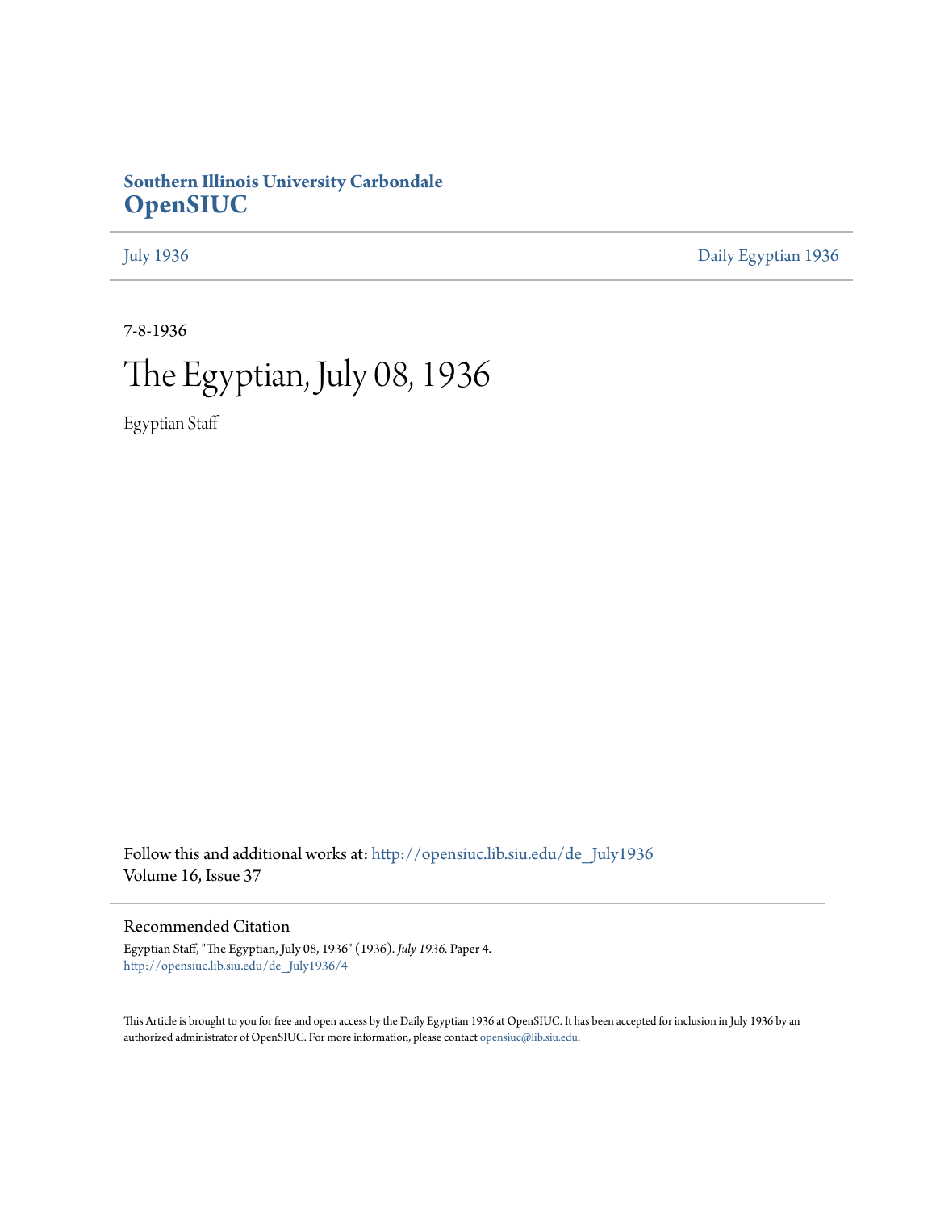Southern Illinois University Carbondale
**OpenSIUC**

July 1936 | Daily Egyptian 1936

7-8-1936

# The Egyptian, July 08, 1936

Egyptian Staff

Follow this and additional works at: http://opensiuc.lib.siu.edu/de_July1936
Volume 16, Issue 37

## Recommended Citation

Egyptian Staff, "The Egyptian, July 08, 1936" (1936). *July 1936.* Paper 4.
http://opensiuc.lib.siu.edu/de_July1936/4

This Article is brought to you for free and open access by the Daily Egyptian 1936 at OpenSIUC. It has been accepted for inclusion in July 1936 by an authorized administrator of OpenSIUC. For more information, please contact opensiuc@lib.siu.edu.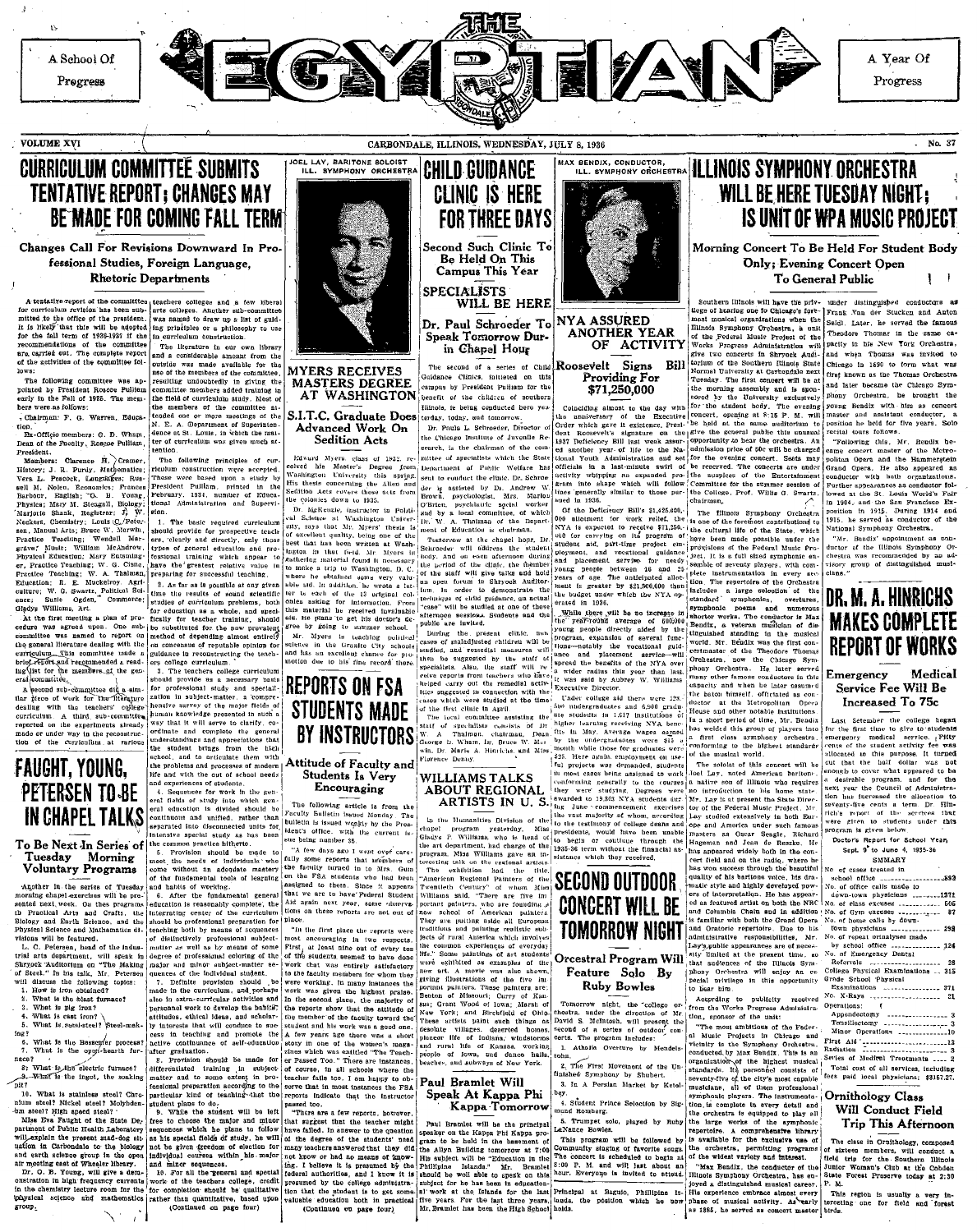A School Of Progress

# EGYPTIAN

A Year Of Progress

VOLUME XVI — CARBONDALE, ILLINOIS, WEDNESDAY, JULY 8, 1936 — No. 37

# CURRICULUM COMMITTEE SUBMITS TENTATIVE REPORT; CHANGES MAY BE MADE FOR COMING FALL TERM

## Changes Call For Revisions Downward In Professional Studies, Foreign Language, Rhetoric Departments

A tentative report of the committee for curriculum revision has been submitted to the office of the president. It is likely that this will be adopted for the fall term of 1936-1937 if the recommendations of the committee are carried out. The complete report of the activities of the committee follows:

The following committee was appointed by President Roscoe Pulliam early in the Fall of 1935. The members were as follows:

Chairman: F. G. Warren, Education.

Ex-Officio members: G. D. Wham, Dean of the Faculty, Roscoe Pulliam, President.

Members: Clarence H. Cramer, History; J. R. Purdy, Mathematics; Vera L. Peacock, Languages; Russell M. Nolen, Economics; Frances Barbour, English; O. B. Young, Physics; Mary M. Steagall, Biology; Marjorie Shank, Registrar; J. W. Neckers, Chemistry; Louis C. Petersen, Manual Arts; Bruce W. Merwin, Practice Teaching; Wendell Margrave, Music; William McAndrew, Physical Education; Mary Entsminger, Practice Teaching; W. G. Cisne, Practice Teaching; W. A. Thalman, Education; R. E. Muckelroy, Agriculture; W. G. Swartz, Political Science; Susie Ogden, Commerce; Gladys Williams, Art.

At the first meeting a plan of procedure was agreed upon. One subcommittee was named to report on the general literature dealing with the curriculum. This committee made a brief report and recommended a reading list for the members of the general committee.

A second sub-committee did a similar piece of work for the literature dealing with the teachers' college curriculum. A third sub-committee reported on the experiments already made or under way in the reconstruction of the curricula at various teachers colleges and a few liberal arts colleges. Another sub-committee was named to draw up a list of guiding principles or a philosophy to use in curriculum construction.

The literature in our own library and a considerable amount from the outside was made available for the use of the members of the committee, resulting undoubtedly in giving the committee members added training in the field of curriculum study. Most of the members of the committee attended one or more meetings of the N. E. A. Department of Supervision at St. Louis, in which the matter of curriculum was given much attention.

The following principles of curriculum construction were accepted. These were based upon a study by President Pulliam, printed in the February, 1934, number of Educational Administration and Supervision.

1. The basic required curriculum should provide for prospective teachers, clearly and directly, only those types of general education and professional training which appear to have the greatest relative value in preparing for successful teaching.

2. As far as is possible at any given time the results of sound scientific studies of curriculum problems, both for education as a whole, and specifically for teacher training, should be substituted for the now prevalent method of depending almost entirely on consensus of reputable opinion for guidance in reconstructing the teachers college curriculum.

3. The teachers college curriculum should provide as a necessary basis for professional study and specialization in subject-matter, a comprehensive survey of the major fields of human knowledge presented in such a way that it will serve to clarify, coordinate and complete the general understandings and appreciations that the student brings from the high school, and to articulate them with the problems and processes of modern life and with the cut of school needs and experiences of students.

4. Sequences for work in the general fields of study into which general education is divided should be continuous and unified, rather than separated into disconnected units for intensive special study as has been the common practice hitherto.

5. Provision should be made to meet the needs of individuals who come without an adequate mastery of the fundamental tools of learning and habits of working.

6. After the fundamental general education is reasonably complete, the integrating center of the curriculum should be professional preparation for teaching both by means of sequences of distinctively professional subject-matter as well as by means of some degree of professional coloring of the major and minor subject-matter sequences of the individual student.

7. Definite provision should be made in the curriculum, and perhaps also in extra-curricular activities and personnel work to develop the habits, attitudes, ethical ideas, and scholarly interests that will conduce to success in teaching and promote an active continuance of self-education after graduation.

8. Provision should be made for differentiated training in subject-matter and to some extent in professional preparation according to the particular kind of teaching that the student plans to do.

9. While the student will be left free to choose the major and minor sequences which he plans to follow as his special fields of study, he will not be given freedom of election for individual courses within his major and minor sequences.

10. For all the general and special work of the teachers college, credit for completion should be qualitative rather than quantitative, based upon

(Continued on page four)

# FAUGHT, YOUNG, PETERSEN TO BE IN CHAPEL TALKS

## To Be Next In Series of Tuesday Morning Voluntary Programs

Another in the series of Tuesday morning chapel exercises will be presented next week. On these programs the Practical Arts and Crafts, the Biology and Earth Science, and the Physical Science and Mathematics divisions will be featured.

L. C. Petersen, head of the industrial arts department, will speak in Shryock Auditorium on "The Making of Steel." In his talk, Mr. Petersen will discuss the following topics:

1. How is iron obtained?
2. What is the blast furnace?
3. What is pig iron?
4. What is cast iron?
5. What is semi-steel? Steel-making?
6. What is the Bessemer process?
7. What is the open-hearth furnace?
8. What is the electric furnace?
9. What is the ingot, the soaking pit?
10. What is stainless steel? Chromium steel? Nickel steel? Molybdenum steel? High speed steel?

Miss Eva Faught of the State Department of Public Health Laboratory will explain the present mad-dog situation in Carbondale to the biology and earth science group in the open air meeting east of Wheeler library.

Dr. O. B. Young, will give a demonstration in high frequency currents in the chemistry lecture room for the physical science and mathematics group.

JOEL LAY, BARITONE SOLOIST ILL. SYMPHONY ORCHESTRA

# MYERS RECEIVES MASTERS DEGREE AT WASHINGTON

## S.I.T.C. Graduate Does Advanced Work On Sedition Acts

Edward Myers, class of 1932, received his Master's Degree from Washington University this spring. His thesis concerning the Alien and Sedition Acts covers those acts from the colonies down to 1935.

Dr. McKenzie, instructor in Political Science at Washington University, says that Mr. Myers' thesis is of excellent quality, being one of the best that has been written at Washington in that field. Mr. Myers in gathering material found it necessary to make a trip to Washington, D. C. where he obtained some very valuable aid. In addition, he wrote a letter to each of the 13 original colonies asking for information. From this material he received invaluable aid. He plans to get his doctor's degree by going to summer school.

Mr. Myers is teaching political science in the Granite City schools and has an excellent chance for promotion due to his fine record there.

# REPORTS ON FSA STUDENTS MADE BY INSTRUCTORS

## Attitude of Faculty and Students Is Very Encouraging

The following article is from the Faculty Bulletin issued Monday. The bulletin is issued weekly by the President's office, with the current issue being number 35.

"A few days ago I went over carefully some reports made by members of the faculty turned in to Mrs. Gum on the FSA students who had been assigned to them. Since it appears that we are to have Federal Student Aid again next year, some observations on these reports are not out of place.

"In the first place the reports were most encouraging in two respects. First, at least nine out of every ten of the students seemed to have done work that was entirely satisfactory to the faculty members for whom they were working. In many instances the work was given the highest praise. In the second place, the majority of the reports show that the attitude of the member of the faculty toward the student and his work was a good one. A few years ago there was a short story in one of the women's magazines which was entitled "The Teacher Passed Too." There are instances, of course, in all schools where the teacher fails too. I am happy to observe that in most instances the FSA reports indicate that the instructor passed too.

"There are a few reports, however, that suggest that the teacher might have failed. In answer to the question of the degree of the students' need many teachers answered that they did not know or had no means of knowing. I believe it is presumed by the federal authorities, and I know it is presumed by the college administration that the student is to get some valuable education both in practical

(Continued on page four)

# CHILD GUIDANCE CLINIC IS HERE FOR THREE DAYS

## Second Such Clinic To Be Held On This Campus This Year

## SPECIALISTS WILL BE HERE

## Dr. Paul Schroeder To Speak Tomorrow During in Chapel Hour

The second of a series of Child Guidance Clinics, initiated on this campus by President Pulliam for the benefit of the children of southern Illinois, is being conducted here yesterday, today, and tomorrow.

Dr. Paul L. Schroeder, Director of the Chicago Institute of Juvenile Research, is the chairman of the committee of specialists which the State Department of Public Welfare has sent to conduct the clinic. Dr. Schroeder is assisted by Dr. Andrew W. Brown, psychologist, Mrs. Marion O'Brien, psychiatric social worker and by a local committee, of which Dr. W. A. Thalman of the Department of Education is chairman.

Tomorrow at the chapel hour, Dr. Schroeder will address the student body. And on each afternoon during the period of the clinic, the member of the staff will give talks and hold an open forum in Shryock Auditorium. In order to demonstrate the technique of child guidance, an actual "case" will be studied at one of these afternoon sessions. Students and the public are invited.

During the present clinic, new cases of maladjusted children will be studied, and remedial measures will then be suggested by the staff of specialists. Also, the staff will receive reports from teachers who have helped carry out the remedial activities suggested in connection with the cases which were studied at the time of the first clinic in April.

The local committee assisting the staff of specialists consists of Dr. W. A. Thalman, chairman, Dean George D. Wham, Dr. Bruce W. Merwin, Dr. Marie A. Hinrichs, and Miss Florence Denny.

# WILLIAMS TALKS ABOUT REGIONAL ARTISTS IN U. S.

In the Humanities Division of the chapel program yesterday, Miss Gladys P. Williams, who is head of the art department, had charge of the program. Miss Williams gave an interesting talk on the regional artists.

The exhibition had the title, "American Regional Painters of the Twentieth Century" of whom Miss Williams said, "There are five important painters, who are founding a new school of American painters. They are putting aside all European traditions and painting realistic subjects of rural America which involves the common experiences of everyday life." Some paintings of art students were exhibited as examples of this new art. A movie was also shown, giving illustrations of the five important painters. These painters are: Benton of Missouri; Curry of Kansas; Grant Wood of Iowa; Marsh of New York; and Birchfield of Ohio. These artists paint such things as desolate villages, deserted homes, pioneer life of Indiana, windstorms and rural life of Kansas, working people of Iowa, and dance halls, beaches, and subways of New York.

# Paul Bramlet Will Speak At Kappa Phi Kappa Tomorrow

Paul Bramlet will be the principal speaker on the Kappa Phi Kappa program to be held in the basement of the Allyn Building tomorrow at 7:00 The subject will be "Education in the Philippine Islands." Mr. Bramlet should be well able to speak on this subject for he has been in educational work at the Islands for the last five years. For the last three years, Mr. Bramlet has been the High School Principal at Baguio, Philippine Islands, the position which he now holds.

MAX BENDIX, CONDUCTOR, ILL. SYMPHONY ORCHESTRA

# NYA ASSURED ANOTHER YEAR OF ACTIVITY

## Roosevelt Signs Bill Providing For $71,250,000

Coinciding almost to the day with the anniversary of the Executive Order which gave it existence, President Roosevelt's signature on the 1937 Deficiency Bill last week assured another year of life to the National Youth Administration and set officials in a last-minute swirl of activity whipping an expanded program into shape which will follow lines generally similar to those pursued in 1936.

Of the Deficiency Bill's $1,425,000,000 allotment for work relief, the NYA is expected to receive $71,250,000 for carrying on its program of student aid, part-time project employment, and vocational guidance and placement service for needy young people between 16 and 25 years of age. The anticipated allotment is greater by $21,500,000 than the budget under which the NYA operated in 1936.

While there will be no increase in the year-round average of 590,000 young people directly aided by the program, expansion of several functions—notably the vocational guidance and placement service—will spread the benefits of the NYA over a wider radius this year than last, it was said by Aubrey W. Williams Executive Director.

Under college aid there were 122,500 undergraduates and 6,900 graduates students in 1,617 institutions of higher learning receiving NYA benefits in May. Average wages earned by the undergraduates were $14 a month while those for graduates were $25. Here again employment on useful projects was demanded, students in most cases being assigned to work conforming generally to the courses they were studying. Degrees were awarded to 19,303 NYA students during June commencement exercises the vast majority of whom, according to the testimony of college deans and presidents, would have been unable to begin or continue through the 1935-36 term without the financial assistance which they received.

# SECOND OUTDOOR CONCERT WILL BE TOMORROW NIGHT

## Orcestral Program Will Feature Solo By Ruby Bowles

Tomorrow night, the college orchestra, under the direction of Mr. David S. McIntosh, will present the second of a series of outdoor concerts. The program includes:

1. Athalia Overture by Mendelssohn.
2. The First Movement of the Unfinished Symphony by Shubert.
3. In A Persian Market by Ketelbey.
4. Student Prince Selection by Sigmund Romberg.
5. Trumpet solo, played by Ruby LaNance Bowles.

This program will be followed by Community singing of favorite songs. The concert is scheduled to begin at 8:00 P. M. and will last about an hour. Everyone is invited to attend.

# ILLINOIS SYMPHONY ORCHESTRA WILL BE HERE TUESDAY NIGHT; IS UNIT OF WPA MUSIC PROJECT

## Morning Concert To Be Held For Student Body Only; Evening Concert Open To General Public

Southern Illinois will have the privilege of hearing one to Chicago's foremost musical organizations when the Illinois Symphony Orchestra, a unit of the Federal Music Project of the Works Progress Administration will give two concerts in Shryock Auditorium of the Southern Illinois State Normal University at Carbondale next Tuesday. The first concert will be at the morning assembly and is sponsored by the University exclusively for the student body. The evening concert, opening at 8:15 P. M. will be held at the same auditorium to give the general public this unusual opportunity to hear the orchestra. An admission price of 50c will be charged for the evening concert. Seats may be reserved. The concerts are under the auspices of the Entertainment Committee for the summer session of the College, Prof. Willis G. Swartz, chairman.

The Illinois Symphony Orchestra is one of the foremost contributions to the cultural life of the State, which have been made possible under the provisions of the Federal Music Project. It is a full sized symphonic ensemble of seventy players, with complete instrumentation in every section. The repertoire of the Orchestra includes a large selection of the standard symphonies, overtures, symphonic poems and numerous shorter works. The conductor is Max Bendix, a veteran musician of distinguished standing in the musical field. Mr. Bendix was the first concertmaster of the Theodore Thomas Orchestra, now the Chicago Symphony Orchestra. He later served many other famous conductors in this capacity and when he later assumed the baton himself, officiated as conductor at the Metropolitan Opera House and other notable institutions. In a short period of time, Mr. Bendix has welded this group of players into a first class symphony orchestra, conforming to the highest standards of the musical world.

The soloist of this concert will be Joel Lay, noted American baritone, a native son of Illinois who requires no introduction to his home state. Mr. Lay is at present the State Director of the Federal Music Project. Mr. Lay studied extensively in both Europe and America under such famous masters as Oscar Seagle, Richard Hageman and Jean de Reszke. He has appeared widely both in the concert field and on the radio, where he has won success through the beautiful quality of his baritone voice, his dramatic style and highly developed powers of interpretation. He has appeared as featured artist on both the NBC and Columbia Chain and in addition is familiar with both the Grand Opera and Oratorio repertoire. Due to his administrative responsibilities, Mr. Lay's public appearances are of necessity limited at the present time, so that audiences of the Illinois Symphony Orchestra will enjoy an especial privilege in this opportunity to hear him.

According to publicity received from the Works Progress Administration, sponsor of the unit:

"The most ambitious of the Federal Music Projects in Chicago and vicinity is the Symphony Orchestra, conducted by Max Bendix. This is an organization of the highest musical standards. Its personnel consists of seventy-five of the city's most capable musicians, all of them professional symphonic players. The instrumentation is complete in every detail and the orchestra is equipped to play all the large works of the symphonic repertoire. A comprehensive library is available for the exclusive use of the orchestra, permitting programs of the widest variety and interest.

"Max Bendix, the conductor of the Illinois Symphony Orchestra, has enjoyed a distinguished musical career. His experience embraces almost every phase of musical activity. As early as 1885, he served as concert master under distinguished conductors as Frank Van der Stucken and Anton Seidl. Later, he served the famous Theodore Thomas in the same capacity in his New York Orchestra, and when Thomas was invited to Chicago in 1890 to form what was first known as the Thomas Orchestra and later became the Chicago Symphony Orchestra, he brought the young Bendix with him as concert master and assistant conductor, a position he held for five years. Solo recital tours follows.

"Following this, Mr. Bendix became concert master of the Metropolitan Opera and the Hammerstein Grand Opera. He also appeared as conductor with both organizations. Further appearances as conductor followed at the St. Louis World's Fair in 1904, and the San Francisco Exposition in 1915. During 1914 and 1915, he served as conductor of the National Symphony Orchestra.

"Mr. Bendix' appointment as conductor of the Illinois Symphony Orchestra was recommended by an advisory group of distinguished musicians."

# DR. M. A. HINRICHS MAKES COMPLETE REPORT OF WORKS

## Emergency Medical Service Fee Will Be Increased To 75c

Last September the college began for the first time to give to students emergency medical service. Fifty cents of the student activity fee was allocated to this purpose. It turned out that the half dollar was not enough to cover what appeared to be a desirable program, and for the next year the Council of Administration has increased the allocation to seventy-five cents a term. Dr. Hinrich's report of the services that were given to students under this program is given below.

Doctor's Report for School Year, Sept. 9 to June 4, 1935-36

SUMMARY

| | |
|---|---|
| No. of cases treated in school office | 892 |
| No. of office calls made to down-town physicians | 1371 |
| No. of class excuses | 505 |
| No. of Gym excuses | 87 |
| No. of home calls by down-town physicians | 298 |
| No. of repeat urinalyses made by school office | 124 |
| No. of Emergency Dental Referrals | 28 |
| College Physical Examinations | 315 |
| Grade School Physical Examinations | 371 |
| No. X-Rays | 21 |
| Operations: | |
| Appendectomy | 3 |
| Tonsilectomy | 3 |
| Minor Operations | 10 |
| First Aid | 13 |
| Radiation | 3 |
| Series of Medical Treatments | 2 |

Total cost of all services, including fees paid local physicians; $3167.27.

# Ornithology Class Will Conduct Field Trip This Afternoon

The class in Ornithology, composed of sixteen members, will conduct a field trip for the Southern Illinois Junior Woman's Club at the Cobden State Forest Preserve today at 2:30 P. M.

This region is usually a very interesting one for field and forest birds.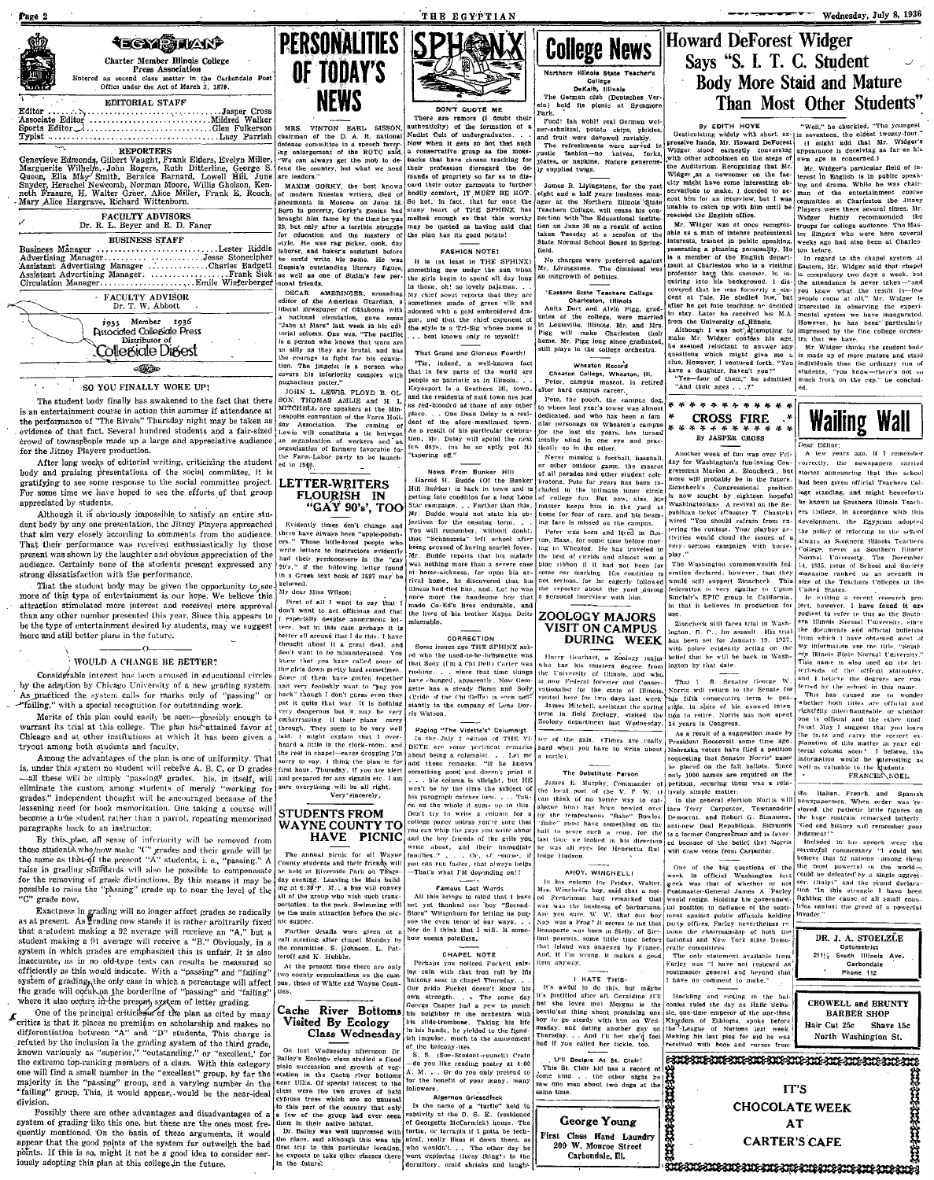# THE EGYPTIAN

Charter Member Illinois College Press Association

Entered as second class matter in the Carbondale Post Office under the Act of March 3, 1879.

### EDITORIAL STAFF

Editor ............ Jasper Cross
Associate Editor ............ Mildred Walker
Sports Editor ............ Glen Fulkerson
Typist ............ Lucy Parrish

### REPORTERS

Genevieve Edmonds, Gilbert Vaught, Frank Elders, Evelyn Miller, Marguerite Wilhelm, John Rogers, Ruth Ditterline, George S. Queen, Ella May Smith, Bernice Barnard, Lowell Hill, June Snyder, Herschel Newcomb, Norman Moore, Willis Gholson, Kenneth Frasure, H. Walter Greer, Alice Miller, Frank E. Roach, Mary Alice Hargrave, Richard Wittenborn.

### FACULTY ADVISORS

Dr. R. L. Beyer and R. D. Faner

### BUSINESS STAFF

Business Manager ............ Lester Riddle
Advertising Manager ............ Jesse Stonecipher
Assistant Advertising Manager ............ Charles Badgett
Assistant Advertising Manager ............ Frank Sisk
Circulation Manager ............ Emile Winterberger

### FACULTY ADVISOR

Dr. T. W. Abbott

1935 Member 1936
Associated Collegiate Press
Distributor of
Collegiate Digest

## SO YOU FINALLY WOKE UP!

The student body finally has awakened to the fact that there is an entertainment course in action this summer if attendance at the performance of "The Rivals" Thursday night may be taken as evidence of that fact. Several hundred students and a fair-sized crowd of townspeople made up a large and appreciative audience for the Jitney Players production.

After long weeks of editorial writing, criticizing the student body and praising presentations of the social committee, it is gratifying to see some response to the social committee project. For some time we have hoped to see the efforts of that group appreciated by students.

Although it is obviously impossible to satisfy an entire student body by any one presentation, the Jitney Players approached that aim very closely according to comments from the audience. That their performance was received enthusiastically by those present was shown by the laughter and obvious appreciation of the audience. Certainly none of the students present expressed any strong dissatisfaction with the performance.

That the student body may be given the opportunity to see more of this type of entertainment is our hope. We believe this attraction stimulated more interest and received more approval than any other number presented this year. Since this appears to be the type of entertainment desired by students, may we suggest more and still better plans in the future.

## WOULD A CHANGE BE BETTER?

Considerable interest has been aroused in educational circles by the adoption by Chicago University of a new grading system. As practiced the system calls for marks only of "passing" or "failing," with a special recognition for outstanding work.

Merits of this plan could easily be seen—possibly enough to warrant its trial at this college. The plan has attained favor at Chicago and at other institutions at which it has been given a tryout among both students and faculty.

Among the advantages of the plan is one of uniformity. That is, under this system no student will receive A, B, C, or D grades—all these will be simply "passing" grades. his, in itself, will eliminate the custom among students of merely "working for grades." Independent thought will be encouraged because of the lessening need for book memorization. One taking a course will become a true student rather than a parrot, repeating memorized paragraphs back to an instructor.

By this plan, all sense of inferiority will be removed from those students who now make "C" grades and their grade will be the same as that of the present "A" students, i. e., "passing." A raise in grading standards will also be possible to compensate for the removing of grade distinctions. By this means it may be possible to raise the "passing" grade up to near the level of the "C" grade now.

Exactness in grading will no longer affect grades so radically as at present. As grading now stands it is rather arbitrarily fixed that a student making a 92 average will receieve an "A," but a student making a 91 average will receive a "B." Obviously, in a system in which grades are emphasized this is unfair. It is also inaccurate, as in no old-type tests can results be measured so efficiently as this would indicate. With a "passing" and "failing" system of grading, the only case in which a percentage will affect the grade will occur on the borderline of "passing" and "failing" where it also occurs in the present system of letter grading.

One of the principal criticisms of the plan as cited by many critics is that it places no premium on scholarship and makes no differentiation between "A" and "D" students. This charge is refuted by the inclusion in the grading system of the third grade, known variously as "superior," "outstanding," or "excellent," for the extreme top-ranking members of a class. With this category one will find a small number in the "excellent" group, by far the majority in the "passing" group, and a varying number in the "failing" group. This, it would appear, would be the near-ideal division.

Possibly there are other advantages and disadvantages of a system of grading like this one, but these are the ones most frequently mentioned. On the basis of these arguments, it would appear that the good points of the system far outweigh the bad points. If this is so, might it not be a good idea to consider seriously adopting this plan at this college in the future.

# PERSONALITIES OF TODAY'S NEWS

MRS. VINTON EARL SISSON, chairman of the D. A. R. national defense committee in a speech favoring enlargement of the ROTC said, "We can always get the mob to defend the country, but what we need are leaders."

MAXIM GORKY, the best known of modern Russian writers, died of pneumonia in Moscow on June 18. Born in poverty, Gorky's genius had brought him fame by the time he was 30, but only after a terrible struggle for education and the mastery of style. He was rag picker, cook, day laborer, and baker's assistant before he could write his name. He was Russia's outstanding literary figure, as well as one of Stalin's few personal friends.

OSCAR AMERINGER, crusading editor of the American Guardian, a liberal newspaper of Oklahoma with a national circulation, gave some "Jabs at Mars" last week in his editorial column. One was, "The pacifist is a person who knows that wars are as silly as they are brutal, and has the courage to fight for his conviction. The jingoist is a person who covers his inferiority complex with pugnacious patter."

JOHN L. LEWIS, FLOYD B. OLSON, THOMAS AMLIE and H. L. MITCHELL are speakers at the Minneapolis convention of the Farm Holiday Association. The coming of Lewis will constitute a tie between an organization of workers and an organization of farmers favorable for the Farm-Labor party to be launched in 1940.

## LETTER-WRITERS FLOURISH IN "GAY 90's", TOO

Evidently times don't change and there have always been "apple-polishers." Those little-loved people who write letters to instructors evidently had their predecessors in the "gay 90's," if the following letter found in a Greek text book of 1897 may be believed.

My dear Miss Wilson:

First of all I want to say that I don't want to act officious and that I especially despise anonymous letters, but in this case perhaps it is better all around that I do this. I have thought about it a great deal, and don't want to be misunderstood. You know that you have called some of the girls down pretty hard sometimes. Some of them have gotten together and very foolishly want to "pay you back" though I don't guess even they put it quite that way. It is nothing very dangerous but it may be very embarrassing if their plans carry through. They seem to be very well laid. I might explain but I overheard a little in the cloak-room, and the rest in chapel—eaves dropping I'm sorry to say. I thing the plan is for next Thursday. If you are alert and prepared for any signals etc. I am sure everything will be all right.

Very sincerely,

## STUDENTS FROM WAYNE COUNTY TO HAVE PICNIC

The annual picnic for all Wayne County students and their friends will be held at Riverside Park on Thursday evening. Leaving the Main building at 6:30 P. M., a bus will convey all of the group who wish such transportation, to the park. Swimming will be the main attraction before the picnic supper.

Further details were given at a call meeting after chapel Monday by the committee, S. Johnson, L. Petteroff and K. Hubble.

At the present time there are only two county organizations on the campus, those of White and Wayne Counties.

## Cache River Bottoms Visited By Ecology Class Wednesday

On last Wednesday afternoon Dr. Bailey's Ecology class studied a flood plain succession and growth of vegetation in the Cache river bottoms near Ullin. Of special interest to the class were the two groves of bald cypress trees which are so unusual in this part of the country that only a few of the group had ever seen them in their native habitat.

Dr. Bailey was well impressed with the place, and although this was his first trip to this particular location, he expects to take other classes there in the future.

# SPHINX

### DON'T QUOTE ME

There are rumors (I doubt their authenticity) of the formation of a Nudist Cult of undergraduates. . . Now when it gets so hot that such a conservative group as the moss-backs that have chosen teaching for their profession disregard the demands of propriety so far as to discard their outer garments to further bodily comfort, IT MUST BE HOT. So hot, in fact, that for once the stony heart of THE SPHINX has melted enough so that this worthy may be quoted as having said that the plan has its good points!

### FASHION NOTE!

It is (at least to THE SPHINX) something new under the sun when the girls begin to spend all day long in those, oh! so lovely pajamas. . . My chief scout reports that they are sometimes made of green silk and adorned with a gold embroidered dragon, and that the chief exponent of the style is a Tri-Sig whose name is . . . best known only to myself!

### That Grand and Glorious Fourth!

'Tis, indeed, a well-known fact that in few parts of the world are people so patriotic as in Illinois. . . Keyesport is a Southern Ill. town, and the residents of said town are just as red-blooded as those of any other place. . . One Dean Delay is a resident of the afore-mentioned town. As a result of his particular celebration, Mr. Delay will spend the next few days, (as he so aptly put it) "tapering off."

### News From Bunker Hill

Harold H. Budde (Of the Bunker Hill Buddes) is back in town and is getting into condition for a Long Lone Star campaign. . . Further than this, Mr. Budde would not state his objectives for the ensuing term. . . You will remember, without doubt, that "Schnozzola" left school after being accused of having scarlet fever. Mr. Budde reports that his malady was nothing more than a severe case of home-sickness, for upon his arrival home, he discovered that his illness had fled him, and Lo! he was once more the handsome boy that made Co-Ed's lives endurable, and the lives of his brother Kappa Delts miserable.

### CORRECTION

Some issues ago THE SPHINX asked who the used-to-be-brownette was that Sody (I'm a Chi Delt) Carter was rushing. . . since that time things have changed, apparently. Now Georgette has a steady flame and Sody (Pride of the Chi Delts) is seen constantly in the company of Lena Doris Watson.

### Paging "The Vidette's" Columnist

In the July 2 edition of THE VIDETTE are some pertinent remarks about being a columnist. . . Let me add these remarks: "If he knows something good and doesn't print it . . . his column is slight, but HE won't be by the time the subject of his paragraph catches him. . . Taken on the whole it sums up to this: Don't try to write a column for a college paper unless you're sure that you can whip the guys you write about and the boy friends of the girls you write about, and their immediate families." . . Or, of course, if you can run faster, that always helps—That's what I'M depending on!!

### Famous Last Words

All this brings to mind that I have not yet thanked our boy "Second-Story" Wittenborn for letting us pursue the even tenor of our ways. . . Nor do I think that I will. It somehow seems pointless.

### CHAPEL NOTE

Perhaps you noticed Puckett raising cain with that iron rail by his balcony seat in chapel Thursday. . . Our pride Pucket doesn't know his own strength. . . The same day George Casper had a yen to punch his neighbor in the orchestra with his slide-trombone. Taking his life in his hands, he yielded to the fiendish impulse, much to the amusement of the balcony-ites.

S. S. (Sue-Student-council) Crain—do you like reading poetry at 4:00 A. M. . . Or do you only pretend to for the benefit of your many, many followers.

### Algernon Griesedieck

Is the name of a "turtle" held in captivity at the D. S. E. (residence of Georgette McCormick) house. The turtle, or terrapin if I gotta be technical, really likes it down there, as who wouldn't. . . The other day he went exploring (lucky thing!) in the dormitory, amid shrieks and laughter

# College News

### Northern Illinois State Teacher's College DeKalb, Illinois

The German club (Deutsches Verein) held its picnic at Sycamore Park.

Food! Ish wohl! real German weiner-schnitzel, potato chips, pickles, and fruit were devoured ravishly.

The refreshments were served in rustic fashion—no knives, forks, plates, or napkins. Nature generously supplied twigs.

James B. Livingstone, for the past eight and a half years business manager at the Northern Illinois State Teachers College, will cease his connection with the Educational institution on June 30 as a result of action taken Tuesday at a session of the State Normal School Board in Springfield.

No charges were preferred against Mr. Livingstone. The dismissal was an outgrowth of politics.

### Eastern State Teachers College Charleston, Illinois

Anita Dort and Alvin Pigg, graduates of the college, were married in Louisville, Illinois. Mr. and Mrs. Pigg will make Charleston their home. Mr. Pigg long since graduated, still plays in the college orchestra.

### Wheaton Record Wheaton College, Wheaton, Ill.

Peter, campus mascot, is retired after hard campus career.

Pete, the pooch, the campus dog, to whom last year's tower was almost dedicated, and who has been a familiar personage on Wheaton's campus for the last six years, has turned totally blind in one eye and practically so in the other.

Never missing a football, baseball, or other outdoor game, the mascot of all parades and other student celebrations, Pete for years has been included in the intimate inner circle of college fun. But now, alas, his master keeps him in the yard at home for fear of cars, and his beaming face is missed on the campus.

Peter was born and lived in Boston, Mass., for some time before moving to Wheaton. He has traveled in the best of circles and almost won a blue ribbon if it had not been for some ear marking. His condition is not serious, for he eagerly followed the reporter about the yard during a personal interview with him.

## ZOOLOGY MAJORS VISIT ON CAMPUS DURING WEEK

Harry Gearhart, a Zoology major who has his masters degree from the University of Illinois, and who is now Federal forester and Conservationist for the state of Illinois, visited here for two days last week. James Mitchell, assistant the spring term in field Zoology, visited the Zoology department last Wednesday.

ter of the gals. (Times are really hard when you have to write about a turtle).

### The Substitute Parson

James E. Murphy, Commander of the local post of the V. F. W., can think of no better way to castigate him) has been bowled over by the tempestuous "Babe" Bowles. "Babe" must have something on the ball to score such a coup, for the last time we looked in his direction he was all eyes for Henrietta Rutledge Hudson.

### AHOY, WINCHELL!

In his column for Friday, Walter, Mr. Winchell's boy, said that "a lot of Frenchman had remarked that war was the business of barbarians." Are you sure, W. W. that our boy Nap was a Frog? It seems to me that Bonaparte was born in Sicily, of Sicilian parents, some little time before that island was annexed by France. And, if I'm wrong, it makes a good item anyway.

### I HATE THIS

It's awful to do this, but maybe it's justified after all. Geraldine (I'll bet she loves me) Morgan is the bashfulest thing about promising one boy to go steady with him on Wednesday, and dating another guy on Thursday. . . And I'll bet she'd feel bad if you called her fickle, too.

### I'll Declare At St. Clair!

This St. Clair kid has a record of some kind . . . the other night we saw one man about two dogs at the same time.

**George Young**
First Class Hand Laundry
209 W. Monroe Street
Carbondale, Ill.

# Howard DeForest Widger Says "S. I. T. C. Student Body More Staid and Mature Than Most Other Students"

BY EDITH HOYE

Gesticulating widely with short, expressive hands, Mr. Howard DeForest Widger stood earnestly conversing with other schoolmen on the steps of the Auditorium. Recognizing that Mr. Widger as a newcomer on the faculty might have some interesting observations to make, I decided to accost him for an interview, but I was unable to catch up with him until he reached the English office.

Mr. Widger was at once recognizable as a man of intense professional interests, trained in public speaking, possessing a pleasing personality. He is a member of the English department at Charleston who is a visiting professor here this summer. In inquiring into his background, I discovered that he was formerly a student at Yale. He studied law, but after he got into teaching he decided to stay. Later he received his M.A. from the University of Illinois.

Although I was not attempting to make Mr. Widger confess his age, he seemed reluctant to answer any questions which might give me a clue. However, I ventured forth: "You have a daughter, haven't you?"

"Yes—four of them," he admitted. "And their ages . . ."

"Well," he chuckled, "The youngest is seventeen, the oldest twenty-four." (I might add that Mr. Widger's appearance is deceiving as far as his own age is concerned.)

Mr. Widger's particular field of interest in English is in public speaking and drama. While he was chairman of the entertainment course committee at Charleston the Jitney Players were there several times. Mr. Widger highly recommended the troups for college audience. The Master Singers who were here several weeks ago had also been at Charleston before.

In regard to the chapel system at Eastern, Mr. Widger said that chapel is compulsory two days a week, but the attendance is never taken—"and you know what the result is—few people come at all." Mr. Widger is interested in observing the experimental system we have inaugurated. However, he has been particularly impressed by the fine college orchestra that we have.

Mr. Widger thinks the student body is made up of more mature and staid individuals than the ordinary run of students, "you know—there's not so much froth on the cup," he concluded.

## CROSS FIRE

By JASPER CROSS

Another week of fun was over Friday for Washington's fun-loving Congressman Marion A. Zioncheck, but more will probably be in the future. Zioncheck's Congressional position is now sought by eighteen hopeful Washingtonians. A revival on the Republican ticket (Chester T. Chastek) wired "You should refrain from entering the contest. Your playboy activities would cloud the issues of a very serious campaign with horse-play."

The Washington commonwealth federation declared, however, that they would still support Zioncheck. This federation is very similar to Upton Sinclair's EPIC group in California, in that it believes in production for use.

Zioncheck still faces trial in Washington, D. C., for assault. His trial has been set for January 19, 1937, with police evidently acting on the belief that he will be back in Washington by that date.

That U. S. Senator George W. Norris will return to the Senate for his fifth consecutive term is possible, in spite of his avowed intention to retire. Norris has now spent 34 years in Congress.

As a result of a suggestion made by President Roosevelt some time ago, Nebraska voters have filed a petition requesting that Senator Norris' name be placed on the fall ballots. Since only 1000 names are required on the petition, securing them was a relatively simple matter.

In the general election Norris will face Terry Carpenter, Townsendite Democrat, and Robert G. Simmons, anti-new Deal Republican. Simmons is a former Congressman and is favored because of the belief that Norris will draw votes from Carpenter.

One of the big questions of the week in official Washington last week was that of whether or not Postmaster-General James A. Farley would resign. Holding his government position in defiance of the sentiment against public officials holding party offices, Farley nevertheless retains the chairmanship of both the national and New York state Democratic committees.

The only statement available from Farley was "I have not resigned as postmaster general and beyond that I have no comment to make."

Heckling and rioting in the balconies ruled the day as Haile Selassie, one-time emperor of the one-time Kingdom of Ethiopia, spoke before the League of Nations last week. Making his last plea for aid he was received with boos and curses from the Italian, French, and Spanish newspapermen. When order was restored, the pathetic little figures on the huge rostrum remarked bitterly: "God and history will remember your judgement!"

Included in his speech were the sorrowful commentary "I could not believe that 52 nations among them the most powerful in the world—could be defeated by a single aggressor, (Italy)" and the proud declaration "In this struggle I have been fighting the cause of all small countries against the greed of a powerful invader."

# Wailing Wall

Dear Editor:

A few years ago, if I remember correctly, the newspapers carried stories announcing that this school had been given official Teachers College standing, and might henceforth be known as Southern Illinois Teachers College. In accordance with this development, the Egyptian adopted the policy of referring to the school always as Southern Illinois Teachers College, never as Southern Illinois Normal University. The December 14, 1935, issue of School and Society magazine ranked us as seventh in size of the Teachers Colleges in the United States.

In writing a recent research project, however, I have found it expedient to refer to this as the Southern Illinois Normal University, since the documents and official bulletins from which I have obtained most of my information use the title, "Southern Illinois Normal University." This name is also used on the letterheads of the official stationery, and I believe the degrees are conferred by the school in this name.

This has caused me to wonder whether both titles are official and rightfully interchangeable, or whether one is official and the other unofficial. May I suggest that you learn the facts and carry the correct explanation of this matter in your editorial column soon? I believe the information would be interesting as well as valuable to the students.

FRANCES NOEL.

**DR. J. A. STOELZLE**
Optometrist
211½ South Illinois Ave.
Carbondale
Phone 112

**CROWELL and BRUNTY BARBER SHOP**
Hair Cut 25c Shave 15c
North Washington St.

**IT'S CHOCOLATE WEEK AT CARTER'S CAFE**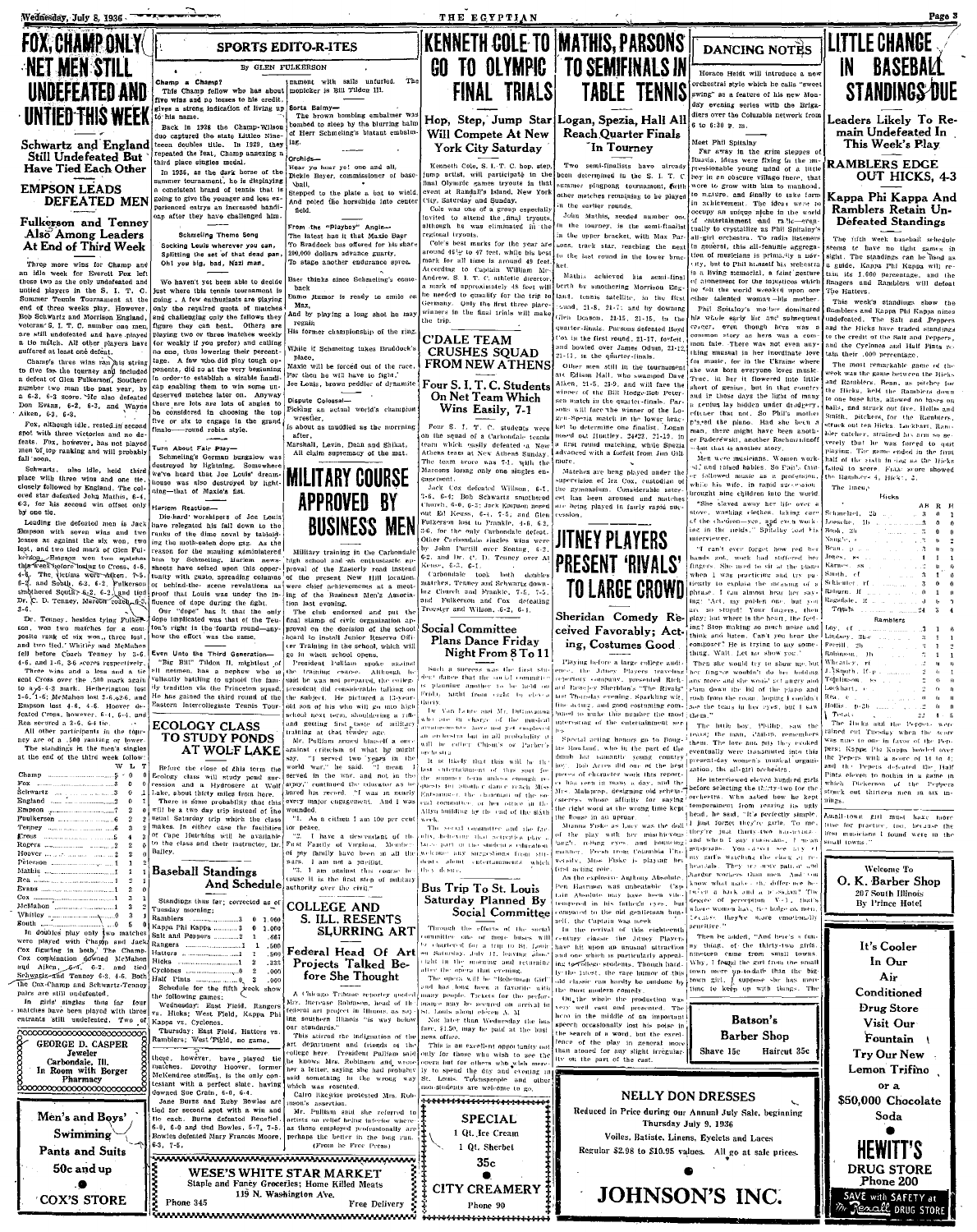# FOX, CHAMP ONLY NET MEN STILL UNDEFEATED AND UNTIED THIS WEEK

## Schwartz and England Still Undefeated But Have Tied Each Other

## EMPSON LEADS DEFEATED MEN

### Fulkerson and Tenney Also Among Leaders At End of Third Week

Three more wins for Champ and an idle week for Everett Fox left these two as the only undefeated and untied players in the S. I. T. C. Summer Tennis Tournament at the end of three weeks play. However, Bob Schwartz and Morrison England, veteran S. I. T. C. number one men, are still undefeated and have played a tie match. All other players have suffered at least one defeat.

Champ's three wins ran his string to five for the tourney and included a defeat of Glen Fulkerson, Southern number two man the past year, by a 6-3, 6-3 score. He also defeated Don Evans, 6-2, 6-3, and Wayne Aiken, 6-3, 6-3.

Fox, although idle, rested in second spot with three victories and no defeats. Fox, however, has not played men of top ranking and will probably fall soon.

Schwartz, also idle, held third place with three wins and one tie, closely followed by England. The college star defeated John Mathis, 6-4, 6-3, for his second win offset only by one tie.

Leading the defeated men is Jack Empson with seven wins and two losses as against the six won, two lost, and two tied mark of Glen Fulkerson. Empson won two matches this week before losing to Cross, 4-6, 4-6. The victims were Aiken, 7-5, 6-2, and Sohle, 6-2, 6-2. Fulkerson smothered South 6-2, 6-2, and tied Dr. C. D. Tenney, Maroon coach, 6-3, 3-6.

Dr. Tenney, besides tying Fulkerson, won two matches for a composite rank of six won, three lost, and two tied. Whitley and McMahon fell before Coach Tenney by 3-6, 4-6, and 1-6, 3-6 scores respectively.

Three wins and a loss and a tie sent Cross over the .500 mark again to a 5-4-3 mark. Hetherington lost to Cross 6-2, 6-2, and McMahon lost 1-6, 1-6; McMahon lost 2-6, 2-6, and Empson lost 4-6, 4-6. Hoover defeated Cross, however, 6-1, 6-4, and Rea secured a 3-6, 6-4 tie.

All other participants in the tourney are of a .500 ranking or lower.

The standings in the men's singles at the end of the third week follow:

| | W | L | T |
|---|---|---|---|
| Champ | 5 | 0 | 0 |
| Fox | 3 | 0 | 0 |
| Schwartz | 3 | 0 | 1 |
| England | 2 | 0 | 1 |
| Empson | 7 | 2 | 0 |
| Fulkerson | 6 | 2 | 2 |
| Tenney | 6 | 3 | 2 |
| Cross | 5 | 4 | 3 |
| Rogers | 2 | 2 | 0 |
| Hoover | 2 | 2 | 0 |
| Peterson | 1 | 1 | 2 |
| Mathis | 1 | 1 | 2 |
| Rea | 1 | 2 | 1 |
| Evans | 1 | 2 | 0 |
| Cox | 1 | 3 | 1 |
| McMahon | 1 | 5 | 0 |
| Whitley | 0 | 3 | 1 |
| South | 0 | 5 | 0 |

In doubles play only two matches were played with Champ and Jack Cox figuring in both. The Champ-Cox combination downed McMahon and Aiken, 6-4, 6-2, and tied Schwartz and Tenney 6-3, 4-6. Both the Cox-Champ and Schwartz-Tenney pairs are still undefeated.

In girls' singles thus far four matches have been played with three entrants still undefeated. Two of these, however, have played tie matches. Dorothy Hoover, former McKendree student, is the only contestant with a perfect slate, having downed Sue Crain, 6-0, 6-4.

Jane Burns and Ruby Bowles are tied for second spot with a win and tie each. Burns defeated Benefiel, 6-0, 6-0 and tied Bowles, 5-7, 7-5. Bowles defeated Mary Frances Moore, 6-3, 7-5.

---

**GEORGE D. CASPER**
Jeweler
Carbondale, Ill.
In Room with Borger Pharmacy

---

**Men's and Boys' Swimming Pants and Suits**
50c and up
**COX'S STORE**

---

## SPORTS EDITO-R-ITES

By GLEN FULKERSON

**Champ a Champ?**

This Champ fellow who has about five wins and no losses to his credit, gives a strong indication of living up to his name.

Back in 1928 the Champ-Wilson duo captured the state Little Nineteen doubles title. In 1929, they repeated the feat, Champ annexing a third place singles medal.

In 1936, as the dark horse of the summer tournament, he is displaying a consistent brand of tennis that is going to give the younger and less experienced entrys an increased handicap after they have challenged him.

**Schmeling Theme Song**

Socking Louis wherever you can,
Splitting the set of that dead pan,
Oh! you big, bad, Nazi man.

We haven't yet been able to decide just where this tennis tournament is going. A few enthusiasts are playing only the required quota of matches and challenging only the fellows they figure they can beat. Others are playing two or three matches weekly for weakly if you prefer) and calling no one, thus lowering their percentage. A few who did play tough opponents, did so at the very beginning in order to establish a stable handicap enabling them to win some undeserved matches later on. Anyway there are lots and lots of angles to be considered in choosing the top five or six to engage in the grand finale—round robin style.

**Turn About Fair Play—**

Schmeling's German bungalow was destroyed by lightning. Somewhere we've heard that Joe Louis' dreamhouse was also destroyed by lightning—that of Maxie's fist.

**Harlem Reaction—**

Die-hard worshipers of Joe Louis have relegated his fall down to the ranks of the dime novel by tabloiding the moth-eaten dope gag. As the reason for the mauling administered him by Schmeling, Harlem newssheets have seized upon this opportunity with gusto, spreading columns of behind-the scene revelations as proof that Louis was under the influence of dope during the fight.

Our "dope" has it that the only dope implicated was that of the Teuton's right to the fourth round—anyhow the effect was the same.

**Even Unto the Third Generation—**

"Big Bill" Tilden II, mightiest of all netmen, has a nephew who is valiantly battling to uphold the family tradition via the Princeton squad. He has gained the third round of the Eastern Intercollegiate Tennis Tournament with sails unfurled. The moniker is Bill Tilden III.

**Sorta Balmy—**

The brown bombing embalmer was bombed to sleep by the blurring balm of Herr Schmeling's blatant embalming.

**Orchids—**

Hear ye hear ye! one and all,
Dickie Beyer, commissioner of baseball,
Stepped to the plate a bat to wield,
And poled the horsehide into center field.

**From the "Playboy" Angle—**

The latest has it that Maxie Baer
To Braddock has offered for his share
200,000 dollars advance guarty,
To stage another endurance spree.

Baer thinks since Schmeling's comeback
Dame Rumor is ready to smile on Max,
And by playing a long shot he may regain
His former championship of the ring.

While if Schmeling takes Braddock's place,
Maxie will be forced out of the race,
For then he will have to fight,
Joe Louis, brown peddler of dynamite.

**Dispute Colossal—**

Picking an actual world's champion wrestler,
is about as muddled as the morning after.
Marshall, Levin, Dean and Shikat,
All claim supremacy of the mat.

---

## ECOLOGY CLASS TO STUDY PONDS AT WOLF LAKE

Before the close of this term the Ecology class will study pond succession and a Hydrosere at Wolf Lake, about thirty miles from here.

There is some probability that this will be a two day trip instead of the usual Saturday trip which the class makes. In either case the facilities of Cape Hutchins will be available to the class and their instructor, Dr. Bailey.

---

## Baseball Standings And Schedule

Standings thus far; corrected as of Tuesday morning:

| | | | |
|---|---|---|---|
| Ramblers | 3 | 0 | 1.000 |
| Kappa Phi Kappa | 3 | 0 | 1.000 |
| Salt and Peppers | 2 | 1 | .667 |
| Rangers | 1 | 1 | .500 |
| Hatters | 1 | 1 | .500 |
| Hicks | 1 | 2 | .333 |
| Cyclones | 0 | 2 | .000 |
| Half Pints | 0 | 3 | .000 |

Schedule for the fifth week shows the following games:

Wednesday: East Field, Rangers vs. Hicks; West Field, Kappa Phi Kappa vs. Cyclones.

Thursday: East Field, Hatters vs. Ramblers; West Field, no game.

---

# KENNETH COLE TO GO TO OLYMPIC FINAL TRIALS

## Hop, Step, Jump Star Will Compete At New York City Saturday

Kenneth Cole, S. I. T. C. hop, step, jump artist, will participate in the final Olympic games tryouts in that event at Randall's Island, New York City, Saturday and Sunday.

Cole was one of a group especially invited to attend the final tryouts, although he was eliminated in the regional tryouts.

Cole's best marks for the year are around 46½ to 47 feet, while his best mark for all time is around 49 feet. According to Captain William McAndrew, S. I. T. C. athletic director, a mark of approximately 48 feet will be needed to qualify for the trip to Germany. Only the first three place winners in the final trials will make the trip.

## C'DALE TEAM CRUSHES SQUAD FROM NEW ATHENS

### Four S. I. T. C. Students On Net Team Which Wins Easily, 7-1

Four S. I. T. C. students were on the squad of a Carbondale tennis team which easily defeated a New Athens team at New Athens Sunday. The team score was 7-1, with the Mascoutah losing only one singles engagement.

Jack Cox defeated Wilson, 6-1, 7-5, 6-4; Bob Schwartz smothered Church, 6-0, 6-2; Jack Empson beat out Ed Keuss, 6-4, 7-5, and Glen Fulkerson lost to Frankle, 4-6, 6-2, 3-6, for the only Carbondale defeat. Other Carbondale singles wins were by John Purdue over Boning, 6-2, 6-2, and Dr. C. D. Tenney over Al Keuss, 6-3, 6-1.

Carbondale took both doubles matches, Tenney and Schwartz downing Church and Frankle, 7-5, 7-5, and Fulkerson and Cox defeating Troestler and Wilson, 6-2, 6-1.

## MILITARY COURSE APPROVED BY BUSINESS MEN

Military training in the Carbondale high school met with the enthusiastic approval of the Easterly road instead of the present New Hill location were chief achievements at a meeting of the Business Men's Association last evening.

The club endorsed and put the final stamp of civic organization approval on the decision of the school board to install Junior Reserve Officer Training in the school, which will go in when school opens.

President Pulliam spoke against the training course. Although he said he was not prepared, the college president did considerable talking on the subject. He pictured a 13-year-old son of his who will go into high school next term, shouldering a rifle and getting first taste of military training at that tender age.

Mr. Pulliam armed himself a conjectural criticism of what he might say. "I served two years in the world war," he said. "I mean I served in the war, and not in the army," continued the educator as he stated his record. "I was in nearly every major engagement. And I was wounded.

"I. As a citizen I am 100 per cent for peace.

"2. I have a descendant of the First Family of Virginia. Members of my family have been in all the wars. I am not a pacifist.

"3. I am against this course because it is the first step of military authority over the civil."

## COLLEGE AND S. ILL. RESENTS SLURRING ART

### Federal Head Of Art Projects Talked Before She Thought

A Chicago Tribune reporter quoted Mrs. Increase Robinson, head of the federal art project in Illinois, as saying southern Illinois "is way below our standards."

This aroused the indignation of the art department and friends of the college here. President Pulliam said he knows Mrs. Robinson and wrote her a letter, saying she had probably said something in the wrong way which was resented.

Cairo Rhoyise protested Mrs. Robinson's assertion.

Mr. Pulliam said she referred to artists on relief being inferior whereas those employed professionally are perhaps the better in the long run.

(From the Free Press)

---

# MATHIS, PARSONS TO SEMIFINALS IN TABLE TENNIS

## Logan, Spezia, Hall All Reach Quarter Finals In Tourney

Two semi-finalists have already been determined in the S. I. T. C. summer pingpong tournament, with other matches remaining to be played in the earlier rounds.

John Mathis, seeded number one in the tourney, is the semi-finalist in the upper bracket, with Max Parsons, track star, reaching the next to the last round in the lower bracket.

Mathis achieved his semi-final berth by smothering Morrison England, tennis satellite, in the first round, 21-8, 21-7; and by downing Glen Deason, 21-15, 21-15, in the quarter-finals. Parsons defeated Reed Cox in the first round, 21-17, forfeit, and bowled over James Odum, 21-12, 21-11, in the quarter-finals.

Other men still in the tournament are Edison Hall, who swamped Dave Aiken, 21-5, 21-9, and will face the winner of the Bill Hodge-Bob Peterson match in the quarter-finals. Parsons will face the winner of the Logan-Spezia match in the lower bracket to determine one finalist. Logan swept out Huntley, 24-22, 21-19, in a first round matching, while Spezia advanced with a forfeit from Jim Gillmore.

Matches are being played under the supervision of Ira Cox, custodian of the gymnasium. Considerable interest has been aroused and matches are being played in fairly rapid succession.

# JITNEY PLAYERS PRESENT 'RIVALS' TO LARGE CROWD

## Sheridan Comedy Received Favorably; Acting, Costumes Good

Playing before a large college audience, the Jitney Players traveling repertory company, presented Richard Brinsley Sheridan's "The Rivals" last Thursday evening. Sparkling wit, fine acting, and good costuming combined to make this number the most interesting of the entertainment series.

Special acting honors go to Douglas Rowland, who is the part of the dumb but romantic young country bob, Bob Acres did one of the best pieces of character work this reporter has seen in many a day, and Mrs. Malaprop, designed one of the general faces whose affinity for saying the right word at the wrong time kept the house in an uproar.

Miranda Yoke as Lucy was the doll of the play with her mischievous laugh, rolling eyes and bouncing manner. Fresh from Columbia University, Miss Fiske is playing her first acting role.

As the explosive Anthony Absolute, Pen Harrison was admirable. Captain Absolute may have been uninterested in his father's eyes, but compared to the old gentleman himself, the Captain was meek.

In the revival of this eighteenth century classic the Jitney Players have hit upon an unusual attraction and one which is particularly appealing to college students. Though hardly the latest, the rage humor of this old classic can hardly be outdone by the most modern comedy.

## Social Committee Plans Dance Friday Night From 8 To 11

Such a success was the first student dance that the social committee is planning another to be held on Friday night from eight to eleven thirty.

Dr. Van Lente and Mr. Dillinghorn who are in charge of the musical arrangements have not yet employed an orchestra but in all probability it will be either Chism's or Parker's orchestra.

It is likely that this will be the last entertainment of this sort for the summer term unless enough requests to sponsor a dance reach Miss Entsminger, the chairman of the social committee, in her office in the Allyn building by the end of the sixth week.

The social committee and the faculty, believing that something plays a large part in the student's education, welcome any suggestions from students about entertainments which they desire.

## Bus Trip To St. Louis Saturday Planned By Social Committee

Through the efforts of the social committee one or more buses will be chartered for a trip to St. Louis Saturday, July 11, leaving about eight in the morning and returning after the opera that evening.

The opera will be "Bohemian Girl" and has long been a favorite with many people. Tickets for the performance may be secured on arrival in St. Louis about eleven A. M.

Not later than Wednesday the bus fare, $1.50, may be paid at the business office.

This is an excellent opportunity not only for those who wish to see the opera but for others who wish merely to spend the day and evening in St. Louis. Townspeople and other non-students are welcome to go.

---

**SPECIAL**
1 Qt. Ice Cream
1 Qt. Sherbet
35c
**CITY CREAMERY**
Phone 90

---

## DANCING NOTES

Horace Heidt will introduce a new orchestral style which he calls "sweet swing" as a feature of his new Monday evening series with the Brigadiers over the Columbia network from 6 to 6:30 p. m.

**Meet Phil Spitalny**

Far away in the grim steppes of Russia, ideas were fixing in the impressionable young mind of a little boy in an obscure village there, that were to grow with him to manhood, to mature, and finally to take form in achievement. The ideas were to occupy an unique niche in the world of entertainment and radio—eventually to crystallize as Phil Spitalny's all-girl orchestra. To radio listeners in general, this all-feminine aggregation of musicians is primarily a novelty, but to Phil himself his orchestra is a living memorial, a faint gesture of atonement for the injustices which he felt the world wreaked upon one other talented woman—his mother.

Phil Spitalny's mother dominated his whole early life and subsequent career, even though hers was a common story as hers was a common fate. There was not even anything unusual in her inordinate love for music, for in the Ukraine where she was born everyone loves music. True, in her it flowered into little short of genius, but in that country and in those days the light of many a genius lay hidden under drudgery. rather than not. So Phil's mother played the piano. Had she been a man, there might have been another Paderewski, another Rachmaninoff —but that is another story.

Men were musicians. Women worked and raised babies. So Phil's mother followed music as a profession, while his wife, in rapid succession, brought nine children into the world.

"She slaved away her life over a stove, washing clothes, taking care of the children—yes, and even working in the fields," Spitalny told his interviewer.

"I can't ever forget how red her hands got, work had stiffened her fingers. She used to sit at the piano when I was practicing and try patiently to explain the meaning of a phrase. I can almost hear her saying: 'Ach, my golden one, but you are so stupid! Your fingers, they play, but where is the heart, the feeling? Stop making so much noise and think and listen. Can't you hear the composer? He is trying to say something. Wait. Let me show you.'

"Then she would try to show me, but her fingers wouldn't do her bidding any more and she would get angry and slam down the lid of the piano and rush from the room, hoping I wouldn't see the tears in her eyes, but I saw them."

The little boy, Phillip, saw the tears; the man, Philip, remembers them. The love and pity they evoked eventually were transmuted into this present-day woman's musical organization, the all-girl orchestra.

He interviewed eleven hundred girls before selecting the thirty-two for the orchestra. Who asked how he kept temperament from tearing its ugly head, he said, "It's perfectly simple. I just forget they're girls. To me, they're just thirty-two musicians, and when I say musicians, I mean musicians. You never see any of my girls watching the clock or primping. They are more patient and harder workers than men. And you know what makes the difference between a jerk and a musician? The degree of perception. Yes, that's where women have the edge on men. Yes, they're more emotionally sensitive."

Then he added, "And here's a funny thing, of the thirty-two girls, nineteen came from small towns. Why, I found the girl from the small town more up-to-date than the big town girl. I suppose she has more time to keep up with things. The

---

**Batson's Barber Shop**
Shave 15c — Haircut 35c

---

**NELLY DON DRESSES**
Reduced in Price during our Annual July Sale, beginning Thursday July 9, 1936
Voiles, Batiste, Linens, Eyelets and Laces
Regular $2.98 to $10.95 values. All go at sale prices.

**JOHNSON'S INC.**

---

# LITTLE CHANGE IN BASEBALL STANDINGS DUE

## Leaders Likely To Remain Undefeated In This Week's Play

## RAMBLERS EDGE OUT HICKS, 4-3

### Kappa Phi Kappa And Ramblers Retain Undefeated Standings

The fifth week baseball schedule seems to have no tight games in sight. The standings can be used as a guide. Kappa Phi Kappa will retain its 1.000 percentage, and the Rangers and Ramblers will defeat The Hatters.

This week's standings show the Ramblers and Kappa Phi Kappa nines undefeated. The Salt and Peppers and the Hicks have traded standings to the credit of the Salt and Peppers, and the Cyclones and Half Pints retain their .000 percentage.

The most remarkable game of the week was the game between the Hicks and Ramblers. Bean, as pitcher for the Hicks, held the Ramblers down to one base hits, allowed no bases on balls, and struck out five. Hollis and Smith, pitchers, for the Ramblers, struck out ten Hicks. Lockhart, Rambler catcher, strained his arm so severely that he was forced to quit playing. The game ended in the first half of the sixth inning as the Hicks failed to score. Final score showed the Ramblers 4, Hicks 3.

The lineup:

**Hicks**

| | AB | R | H |
|---|---|---|---|
| Schnebel, 2b | 3 | 0 | 1 |
| Loesche, 1b | 3 | 0 | 0 |
| Book, 3b | 3 | 0 | 0 |
| Snyder, c | 3 | 0 | 0 |
| Bean, p | 3 | 0 | 0 |
| Jones, ss | 3 | 1 | 1 |
| Karnes, ss | 2 | 1 | 1 |
| Smith, cf | 2 | 0 | 0 |
| Schaeffer, rf | 3 | 1 | 0 |
| Ruhnen, lf | 2 | 0 | 0 |
| Ragsdale, lf | 1 | 0 | 0 |
| Totals | 24 | 3 | 4 |

**Ramblers**

| | AB | R | H |
|---|---|---|---|
| Loy, cf | 3 | 1 | 1 |
| Lindsey, 3b | 3 | 1 | 0 |
| Ferrill, 2b | 2 | 1 | 0 |
| Robinson, 1b | 2 | 1 | 0 |
| Wheatley, rf | 2 | 0 | 0 |
| J. Smith, lf-p | 2 | 0 | 0 |
| Tomlinson, ss | 2 | 0 | 0 |
| Lockhart, c | 1 | 0 | 0 |
| Rea, c | 2 | 0 | 0 |
| Hollis, p-3b | 2 | 0 | 0 |
| Totals | 22 | 4 | 1 |

The Hicks and the Peppers were rained out Tuesday when the score was nine to one in favor of the Peppers. Kappa Phi Kappa bowled over the Peppers with a score of 14 to 4; and the Peppers defeated the Half Pints eleven to nothing in a game in which Dickerson of the Peppers struck out thirteen men in six innings.

Small-town girl must take more time for practice, too, because the first musicians I found were in the small towns."

---

**Welcome To**
**O. K. Barber Shop**
207 South Illinois
By Prince Hotel

---

It's Cooler In Our Air Conditioned Drug Store
Visit Our Fountain
Try Our New Lemon Trifino or a $50,000 Chocolate Soda

**HEWITT'S**
DRUG STORE
Phone 200
SAVE with SAFETY at The Rexall DRUG STORE

---

**WESE'S WHITE STAR MARKET**
Staple and Fancy Groceries; Home Killed Meats
119 N. Washington Ave.
Phone 345 — Free Delivery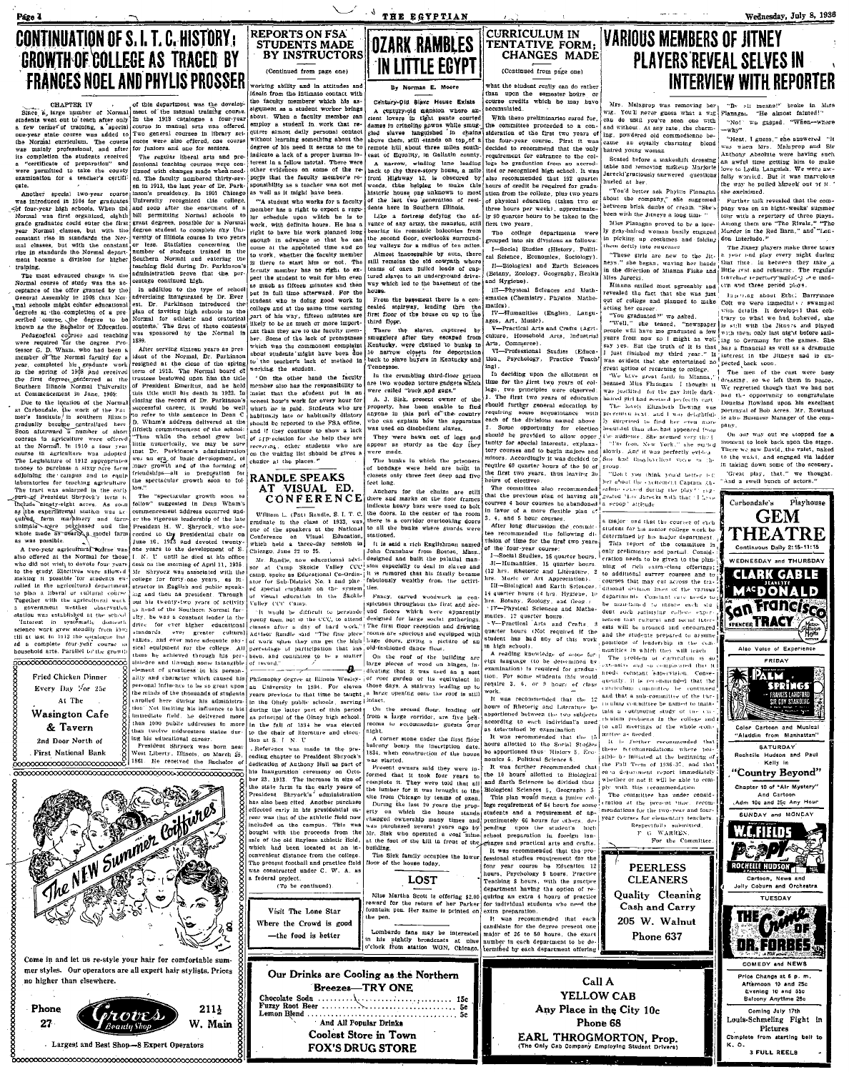# CONTINUATION OF S. I. T. C. HISTORY; GROWTH OF COLLEGE AS TRACED BY FRANCES NOEL AND PHYLIS PROSSER

CHAPTER IV

Since a large number of Normal students went out to teach after only a few terms of training, a special one-year state course was added to the Normal curriculum. The course was mainly professional, and after its completion the students received a "certificate of preparation" and were permitted to take the county examination for a teacher's certificate.

Another special two-year course was introduced in 1904 for graduates of four-year high schools. When the Normal was first organized, eighth grade graduates could enter the first year Normal classes, but with the constant rise in standards the Normal classes, but with the constant rise in standards the Normal department became a division for higher training.

The most advanced change in the Normal course of study was the acceptance of the offer granted by the General Assembly in 1908 that Normal schools might confer educational degrees at the completion of a prescribed course, the degree to be known as the Bachelor of Education.

Pedagogical courses and teaching were required for the degree. Professor G. D. Wham, who had been a member of the Normal faculty for a year, completed his graduate work in the spring of 1908 and received the first degree conferred at the Southern Illinois Normal University at Commencement in June, 1908.

Due to the location of the Normal at Carbondale, the work of the Farmer's Institute in southern Illinois gradually became centralized here. Soon afterward a number of short courses in agriculture were offered at the Normal. In 1910 a four year course in agriculture was adopted. The Legislature of 1912 appropriated money to purchase a sixty acre farm adjoining the campus and to equip laboratories for teaching agriculture. The tract was enlarged in the early part of President Shryock's term to include ninety-eight acres. As soon as the experimental station was equipped, farm machinery and farm animals were purchased and the whole made as nearly a model farm as was possible.

A two-year agricultural course was also offered at the Normal for those who did not wish to devote four years to the study. Electives were allowed, making it possible for students enrolled in the agricultural department to plan a liberal or cultural course. Together with the agricultural work, a government weather observation station was established at the school.

Interest in systematic domestic science work grew steadily from 1904 till at last in 1912 the catalogue listed a complete four-year course in household arts. Parallel to the growth of this department was the development of the manual training course. In the 1913 catalogue a four-year course in manual arts was offered. Two general courses in library sciences were also offered, one course for juniors and one for seniors.

The regular liberal arts and professional teaching courses were continued with changes made when needed. The faculty numbered thirty-seven in 1913, the last year of Dr. Parkinson's presidency. In 1901 Chicago University recognized this college, and soon after the enactment of a bill permitting Normal schools to grant degrees, possible for a Normal degree student to complete his University of Illinois course in two years or less. Statistics concerning the number of students trained in the Southern Normal and entering the teaching field during Dr. Parkinson's administration prove that the percentage continued high.

In addition to the type of school advertising inaugurated by Dr. Everest, Dr. Parkinson introduced the plan of inviting high schools to the Normal for athletic and oratorical contests. The first of these contests was sponsored by the Normal in 1899.

After serving sixteen years as president of the Normal, Dr. Parkinson resigned at the close of the spring term of 1913. The Normal board of trustees bestowed upon him the title of President Emeritus, and he held this title until his death in 1922. In closing the record of Dr. Parkinson's successful career, it would be well to refer to this sentence in Dean G. D. Wham's address delivered at the fiftieth commencement of the school: "Thus while the school grew but little numerically, we may be sure that Dr. Parkinson's administration was an era of basic development, of inner growth and of the forming of friendships—all in preparation for the spectacular growth soon to follow."

The "spectacular growth soon to follow" suggested in Dean Wham's commencement address occurred under the vigorous leadership of the late President H. W. Shryock, who succeeded to the presidential chair on June 16, 1913 and devoted twenty-two years to the development of S. I. N. U. until he died at his office desk on the morning of April 11, 1935. Mr. Shryock was associated with the college for forty one years, as instructor in English and public speaking and then as president. Through out his twenty-two years of activity as head of the Southern Normal faculty, he was a constant leader in the drive for ever higher educational standards, ever greater cultural values, and ever more adequate physical equipment for the college. And these he achieved through his personalities and through some intangible element of greatness in his personality and character which caused his personal influence to be so great upon the minds of the thousands of students enrolled here during his administration. Not limiting his influence to his immediate field, he delivered more than 1000 public addresses in more than twelve midwestern states during his educational career.

President Shryock was born near West Liberty, Illinois, on March 25, 1861. He received the Bachelor of Philosophy degree at Illinois Wesleyan University in 1894. For eleven years previous to that time he taught in the Olney public schools, serving during the later part of this period as principal of the Olney high school. In the fall of 1894 he was elected to the chair of literature and elocution at S. I. N. U.

Reference was made in the preceding chapter to President Shryock's dedication of Anthony Hall as part of his inauguration ceremony on October 23, 1913. The increase in size of the state farm in the early years of President Shryock's administration has also been cited. Another purchase effected early in his presidential career was that of the athletic field now included on the campus. This was bought with the proceeds from the sale of the old Baysinger athletic field, which had been located at an inconvenient distance from the college. The present football and practice field was constructed under C. W. A. as a federal project.

(To be continued)

Fried Chicken Dinner
Every Day For 25c
At The
Wasington Cafe & Tavern
2nd Door North of First National Bank

The NEW Summer Coiffures

Come in and let us re-style your hair for comfortable summer styles. Our operators are all expert hair stylists. Prices no higher than elsewhere.

Phone 27 — Groves Beauty Shop — 211½ W. Main

Largest and Best Shop—8 Expert Operators

# REPORTS ON FSA STUDENTS MADE BY INSTRUCTORS

(Continued from page one)

working ability and in attitudes and ideals from the intimate contact with the faculty members which his assignment as a student worker brings about. When a faculty member can employ a student in work that requires almost daily personal contact without learning something about the degree of his need it seems to me to indicate a lack of a proper human interest in a fellow mortal. There were other evidences on some of the reports that the faculty member's responsibility as a teacher was not met as well as it might have been.

"A student who works for a faculty member has a right to expect a regular schedule upon which he is to work, with definite hours. He has a right to have his work planned long enough in advance so that he can come in at the appointed time and go to work, whether the faculty member is there to start him or not. The faculty member has no right to expect the student to wait for him even as much as fifteen minutes and then put in full time afterward. For the student who is doing good work in college and at the same time earning part of his way, fifteen minutes are likely to be as much or more important than they are to the faculty member. Some of the lack of promptness which was the commonest complaint about students' might have been due to the teacher's lack of method in starting the student.

"On the other hand the faculty member also has the responsibility to insist that the student put in an honest hour's work for every hour for which he is paid. Students who are habitually late or habitually dilatory should be reported to the FSA office, and if they continue to show a lack of appreciation for the help they are receiving, other students who are on the waiting list should be given a chance at the places."

## RANDLE SPEAKS AT VISUAL ED. CONFERENCE

William L. (Pat) Randle, S. I. T. C. graduate in the class of 1933, was one of the speakers at the National Conference on Visual Education, which held a three-day session in Chicago, June 22 to 25.

Mr. Randle, now educational advisor at Camp Skokie Valley CCC camp, spoke as Educational Co-Ordinator for Sub-District No. 1 and placed special emphasis on the system of visual education in the Skokie Valley CCC Camp.

"It would be difficult to persuade young men, not in the CCC, to attend classes after a day of hard work," Advisor Randle said. "The fine piece of work when they can get the high percentage of participation that has been, and continues to be a matter of record."

Visit The Lone Star
Where the Crowd is Good
—the food is better

# OZARK RAMBLES IN LITTLE EGYPT

By Norman E. Moore

**Century-Old Slave House Exists**

A century-old mansion where ancient luxury in tight pants courted dames in crinoline gowns while snuggled slaves languished in chains above them, still stands on top of a remote hill about three miles southeast of Equality, in Gallatin county.

A narrow, winding lane leading back to the three-story house, a mile from Highway 13, is obscured by weeds, thus helping to make this historic house one unknown to most of the last two generations of residents here in Southern Illinois.

Like a fortress defying the advance of any army, the mansion, still bearing its romantic balconies from the second floor, overlooks surrounding valleys for a radius of ten miles.

Almost inaccessible by auto, there still remains the old cowpath where teams of oxen pulled loads of captured slaves to an underground driveway which led to the basement of the house.

From the basement there is a concealed stairway, leading thru the first floor of the house on up to the third floor.

There the slaves, captured by smugglers after they escaped from Kentucky, were chained to bunks in 10 narrow closets for deportation back to slave buyers in Kentucky and Tennessee.

In the crumbling third-floor prison are the wooden torture gadgets which were called "rack and saga."

A. J. Sisk, present owner of the property, has been unable to find anyone in this part of the country who can explain how the apparatus was used on disobedient slaves.

They were hewn out of logs and appear as sturdy as the day they were made.

The bunks in which the prisoners of bondage were held are built in closets only three feet deep and five feet long.

Anchors for the chains are still there and marks on the door frames indicate heavy bars were used to bolt the doors. In the center of the room there is a corridor overlooking doors to all the bunks where guards were stationed.

It is said a rich Englishman named John Crenshaw from Boston, Mass., designed and built the palatial mansion especially to deal in slaves and it is rumored that his family became fabulously wealthy from the activities.

Fancy, carved woodwork is conspicuous throughout the first and second floors which were apparently designed for large social gatherings. The first floor reception and drawing rooms are spacious and equipped with huge doors, giving a picture of an old-fashioned dance floor.

On the roof of the building are large pieces of wood on hinges, indicating that it was used as a sort of roof garden or for vigilance in those days. A stairway leading up to a large opening onto the roof is still intact.

On the second floor, leading off from a large corridor, are five bedrooms to accommodate guests over night.

A corner stone under the first floor balcony bears the inscription date, 1834, when construction of the house was started.

Present owners said they were informed that it took four years to complete it. They were told that all the lumber for it was brought to the site from Chicago by teams of oxen.

During the last 20 years the property on which the house stands changed ownership many times and was purchased several years ago by Mr. Sisk who operated a coal mine at the foot of the hill in front of the building.

The Sisk family occupies the lower floor of the house today.

## LOST

Miss Martha Scott is offering $2.00 reward for the return of her Parker fountain pen. Her name is printed on the pen.

Lombardo fans may be interested in his nightly broadcasts at ten o'clock from station WGN, Chicago.

# CURRICULUM IN TENTATIVE FORM; CHANGES MADE

(Continued from page one)

what the student really can do rather than upon the semester hours or course credits which he may have accumulated.

With these preliminaries cared for, the committee proceeded to a consideration of the first two years of the four-year course. First it was decided to recommend that the only requirement for entrance to the college be graduation from an accredited or recognized high school. It was also recommended that 192 quarter hours of credit be required for graduation from the college, plus two years of physical education (taken two or three hours per week), approximately 90 quarter hours to be taken in the first two years.

The college departments were grouped into six divisions as follows:

I—Social Studies (History, Political Science, Economics, Sociology).

II—Biological and Earth Sciences (Botany, Zoology, Geography, Health and Hygiene).

III—Physical Sciences and Mathematics (Chemistry, Physics, Mathematics).

IV—Humanities (English, Languages, Art, Music).

V—Practical Arts and Crafts (Agriculture, Household Arts, Industrial Arts, Commerce).

VI—Professional Studies (Education, Psychology, Practice Teaching).

In deciding upon the allotment of time for the first two years of college, two principles were observed: 1. The first two years of education should further general education by requiring some acquaintance with each of the divisions named above. 2. Some opportunity for electives should be provided to allow opportunity for special interests, exploratory courses and to begin majors and minors. Accordingly it was decided to require 60 quarter hours of the 90 of the first two years, thus leaving 30 hours of electives.

The committee also recommended that the previous plan of having all courses 4 hour courses be abandoned in favor of a more flexible plan of 3, 4, and 5 hour courses.

After long discussion the committee recommended the following division of time for the first two years of the four year course:

I—Social Studies, 15 quarter hours.

II—Humanities, 15 quarter hours (12 hrs. Rhetoric and Literature, 3 hrs. Music or Art Appreciation).

III—Biological and Earth Sciences, 14 quarter hours (4 hrs. Hygiene, 10 hrs. Botany, Zoology, and Geography).

IV—Physical Sciences and Mathematics, 12 quarter hours.

V—Practical Arts and Crafts, 3 quarter hours (Not required if the student has had any of this work in high school).

A reading knowledge of some foreign language (to be determined by examination) is required for graduation. For some students this would require 3, 6, or 9 hours of class work.

It was recommended that the 12 hours of Rhetoric and Literature be apportioned between the two subjects according to each individual's need as determined by examination.

It was recommended that the 15 hours allotted to the Social Studies be apportioned thus: History 5, Economics 5, Political Science 5.

It was further recommended that the 10 hours allotted to Biological and Earth Sciences be divided thus: Biological Sciences 5, Geography 5.

This plan would mean a junior college requirement of 54 hours for some students and a requirement of approximately 66 hours for others, depending upon the student's high school preparation in foreign languages and practical arts and crafts.

It was recommended that the professional studies requirement for the four year course be Education 12 hours, Psychology 8 hours, Practice Teaching 8 hours, with the practice department having the option of requiring an extra 4 hours of practice for individual students who need the extra preparation.

It was recommended that each candidate for the degree present one major of 36 to 50 hours, the exact number in each department to be determined by each department offering a major and that the course of each student for his senior college work be determined by his major department.

This report of the committee is only preliminary and partial. Consideration needs to be given to the planning of rich extra-class offerings; to additional survey courses and to courses that may cut across the traditional division lines of the various departments. Constant care needs to be maintained to insure each student such satisfying college experiences that intellectual and social interests will be aroused and encouraged and the students prepared to assume positions of leadership in the communities in which they will teach.

The problem of curriculum is so extensive and so complicated that it needs constant supervision. Consequently it is recommended that the curriculum committee be continued and that a sub-committee of the faculty committee be named to maintain a continuing study of the curriculum problems in the college and to call meetings of the whole committee as needed.

It is further recommended that these recommendations when possible be initiated at the beginning of the Fall Term of 1936-37, and that each department report immediately whether or not it will be able to comply with this recommendation.

The committee has under consideration at the present time, recommendations for the two-year and four-year courses for elementary teachers.

Respectfully submitted,
F. G. WARREN,
For the Committee

# VARIOUS MEMBERS OF JITNEY PLAYERS REVEAL SELVES IN INTERVIEW WITH REPORTER

Mrs. Malaprop was removing her wig. You'll never guess what a wig can do until you've seen one with and without. At any rate, the charming, powdered old commedienne became an equally charming blond haired young woman.

Seated before a makeshift dressing table and removing makeup Marjorie Jarecki graciously answered questions hurled at her.

"You'd better ask Phylis Flanagan about the company," she suggested between brisk dabs of cream. "She's been with the Jitneys a long time."

Miss Flanagan proved to be a lovely gray-haired woman busily engaged in picking up costumes and folding them deftly into suitcases.

"These girls are new to the Jitneys," she began, waving her hands in the direction of Mianna Fiske and Miss Jarecki.

Mianna smiled most agreeably and revealed the fact that she was just out of college and planned to make acting her career.

"You graduated?" we asked.

"Well," she teased, "newspaper people will have me graduated a few years from now so I might as well say yes. But the truth of it is that I just finished my third year." It was evident that she entertained no great notion of returning to college.

"We have great faith in Mianna," beamed Miss Flanagan. I thought it was justified for the gay little dark-haired girl had seemed perfectly cast.

The lovely Elizabeth Dewing was presented next and I was delightfully surprised to find her even more beautiful than she had appeared from the audience. She seemed very shy.

"I'm from New York," she stated slowly. And it was perfectly evident that she had those velvet tones in the group.

"Don't you think you'd better tell her about the excitement Captain Absolute caused during the play?" suggested Miss Jarecki with that "I have a scoop" attitude.

"By all means!" broke in Miss Flanagan. "He almost fainted!"

"No!" we gasped. "When—where—why?"

"Heat, I guess," she answered. "It was when Mrs. Malaprop and Sir Anthony Absolute were having such an awful time getting him to make love to Lydia Languish. We were awfully worried. But it was marvelous the way he pulled himself out of it," she exclaimed.

Further talk revealed that the company was on an eight-weeks' summer tour with a repertory of three plays. Among them are "The Rivals," "The Murder in the Red Barn," and "London Interlude."

The Jitney players make three tours a year and play every night during that time. In between they take a little rest and rehearse. The regular travelling repertory includes one modern and three period plays.

Inquiring about Ethel Barrymore Colt we were immediately swamped with details. It developed that contrary to what we had believed, she is still with the Jitneys and played with them only last night before sailing to Germany for the games. She has a financial as well as a dramatic interest in the Jitneys and is expected back soon.

The men of the cast were busy dressing, so we left them in peace. We regretted though that we had not had the opportunity to congratulate Douglas Rowland upon his excellent portrayal of Bob Acres. Mr. Rowland is also Business Manager of the company.

On our way out we stopped for a moment to look back upon the stage. There we saw David, the valet, naked to the waist, and engaged via ladder in taking down some of the scenery.

"Great play, that," we thought. "And a swell bunch of actors."

Carbondale's Playhouse

GEM THEATRE

Continuous Daily 2:15-11:15

WEDNESDAY and THURSDAY

CLARK GABLE — JEANETTE MacDONALD — San Francisco — SPENCER TRACY

Also Voice of Experience

FRIDAY

PALM SPRINGS — FRANCES LANGFORD — SIR GUY STANDING

Color Cartoon and Musical "Aladdin from Manhattan"

SATURDAY

Rochelle Hudson and Paul Kelly in "Country Beyond"

Chapter 10 of "Air Mystery" And Cartoon

Adm 10c and 25c Any Hour

SUNDAY and MONDAY

W. C. FIELDS — POPPY — ROCHELLE HUDSON

Cartoon, News and Jolly Coburn and Orchestra

TUESDAY

THE Crime OF DR. FORBES

COMEDY and NEWS

Price Change at 6 p. m. Afternoon 10 and 25c Evening 10 and 35c Balcony Anytime 25c

Coming July 17th Louis-Schmeling Fight in Pictures Complete from starting bell to K. O. 3 FULL REELS

PEERLESS CLEANERS
Quality Cleaning
Cash and Carry
205 W. Walnut
Phone 637

Our Drinks are Cooling as the Northern Breezes—TRY ONE

Chocolate Soda .......... 15c
Fuzzy Root Beer .......... 5c
Lemon Blend .......... 5c

And All Popular Drinks
Coolest Store in Town
FOX'S DRUG STORE

Call A
YELLOW CAB
Any Place in the City 10c
Phone 68
EARL THROGMORTON, Prop.
(The Only Cab Company Employing Student Drivers)